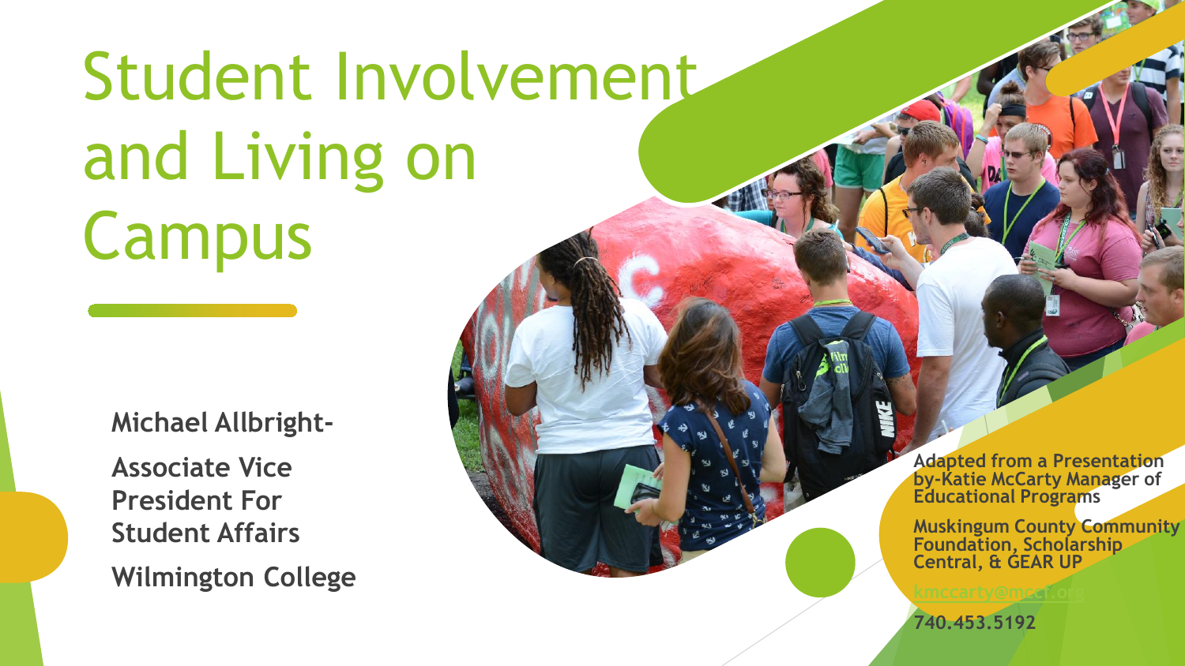# Student Involvement and Living on Campus

**Michael Allbright-**

**Associate Vice President For Student Affairs**

**Wilmington College**

**Adapted from a Presentation by-Katie McCarty Manager of Educational Programs**

**Muskingum County Community Foundation, Scholarship Central, & GEAR UP**

kmccarty@mccf.org

**740.453.5192**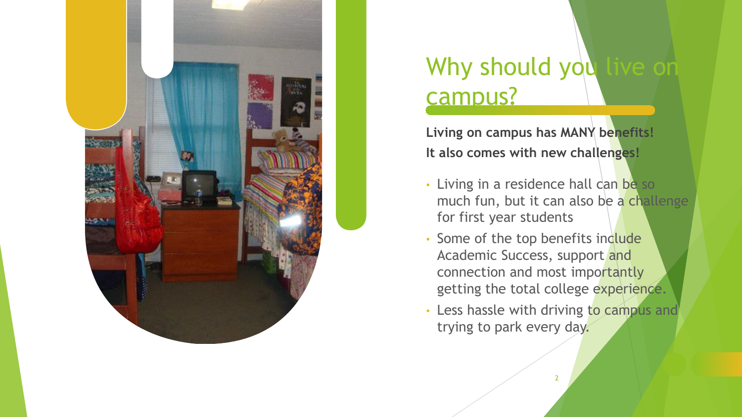# Why should you live on campus?

**Living on campus has MANY benefits!**
**It also comes with new challenges!**

- Living in a residence hall can be so much fun, but it can also be a challenge for first year students
- Some of the top benefits include Academic Success, support and connection and most importantly getting the total college experience.
- Less hassle with driving to campus and trying to park every day.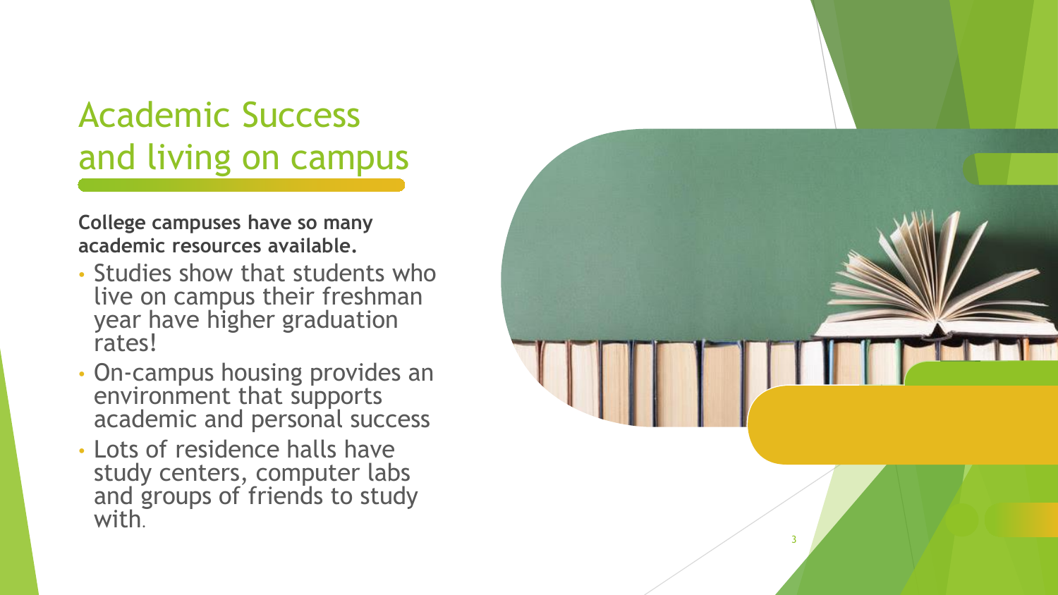# Academic Success and living on campus

**College campuses have so many academic resources available.**

- Studies show that students who live on campus their freshman year have higher graduation rates!
- On-campus housing provides an environment that supports academic and personal success
- Lots of residence halls have study centers, computer labs and groups of friends to study with.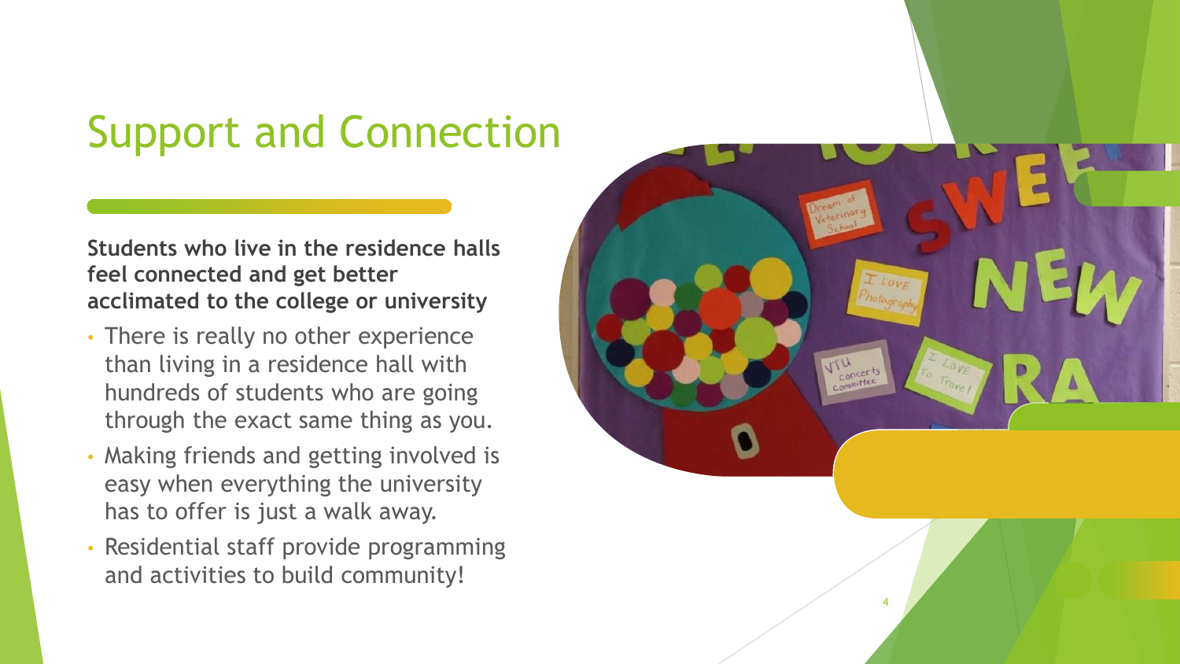# Support and Connection

**Students who live in the residence halls feel connected and get better acclimated to the college or university**

- There is really no other experience than living in a residence hall with hundreds of students who are going through the exact same thing as you.
- Making friends and getting involved is easy when everything the university has to offer is just a walk away.
- Residential staff provide programming and activities to build community!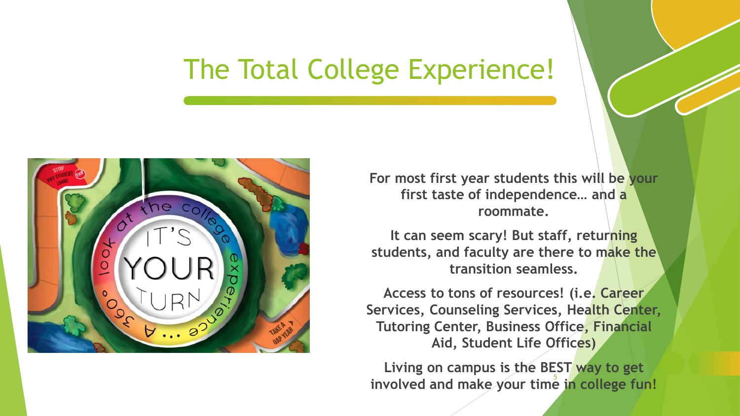# The Total College Experience!

For most first year students this will be your first taste of independence… and a roommate.

It can seem scary! But staff, returning students, and faculty are there to make the transition seamless.

Access to tons of resources! (i.e. Career Services, Counseling Services, Health Center, Tutoring Center, Business Office, Financial Aid, Student Life Offices)

Living on campus is the BEST way to get involved and make your time in college fun!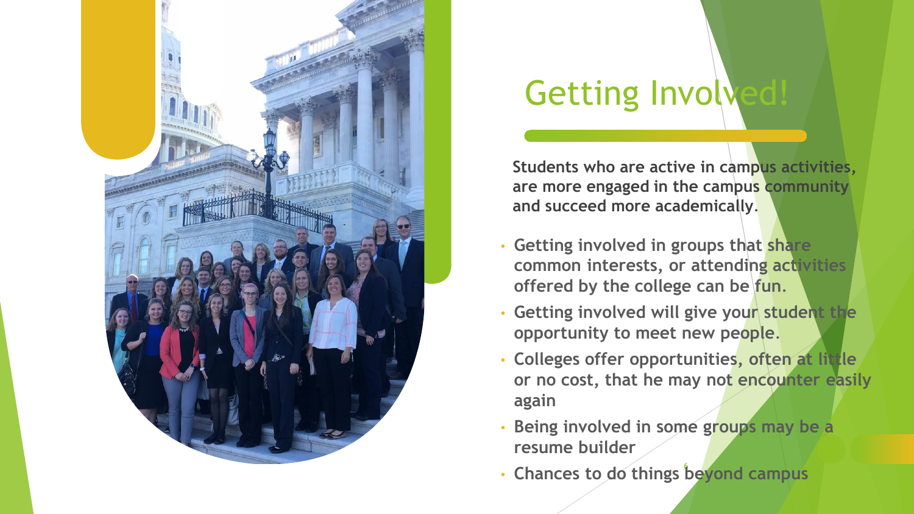# Getting Involved!

**Students who are active in campus activities, are more engaged in the campus community and succeed more academically.**

- **Getting involved in groups that share common interests, or attending activities offered by the college can be fun.**
- **Getting involved will give your student the opportunity to meet new people.**
- **Colleges offer opportunities, often at little or no cost, that he may not encounter easily again**
- **Being involved in some groups may be a resume builder**
- **Chances to do things beyond campus**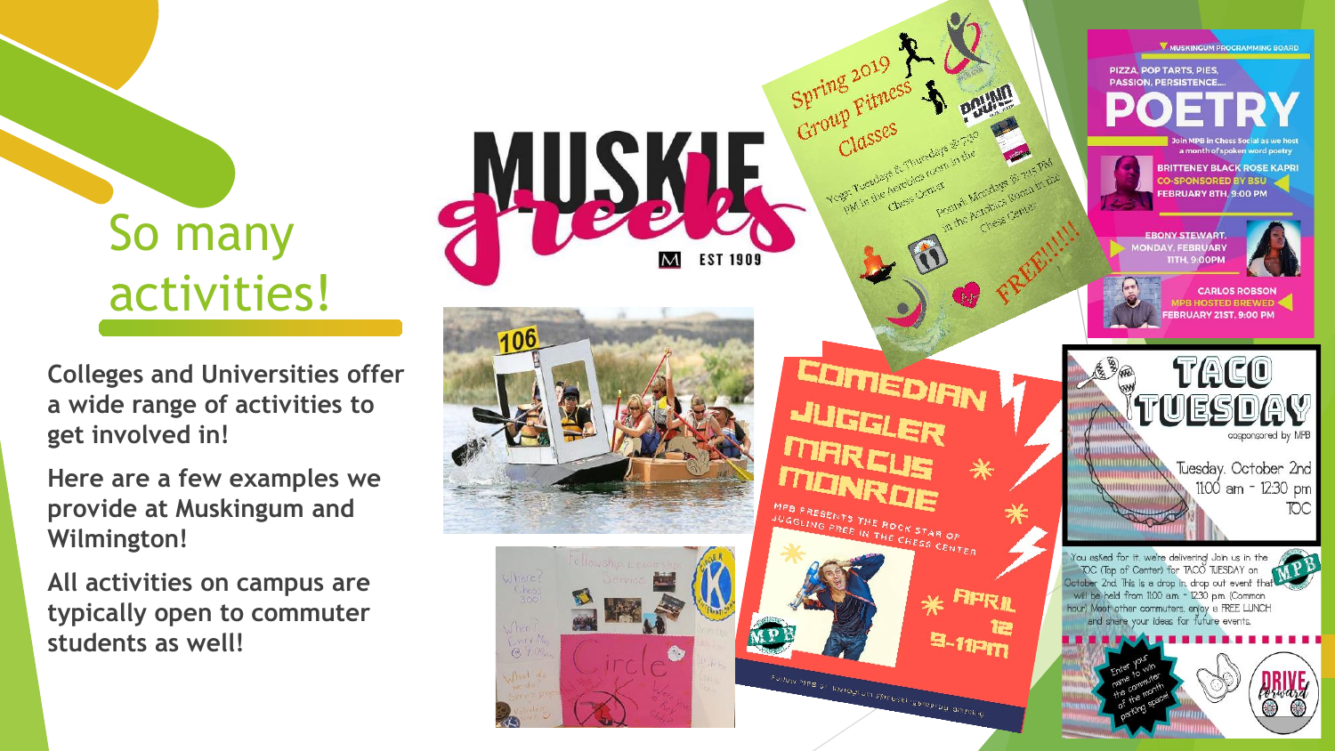# So many activities!

**Colleges and Universities offer a wide range of activities to get involved in!**

**Here are a few examples we provide at Muskingum and Wilmington!**

**All activities on campus are typically open to commuter students as well!**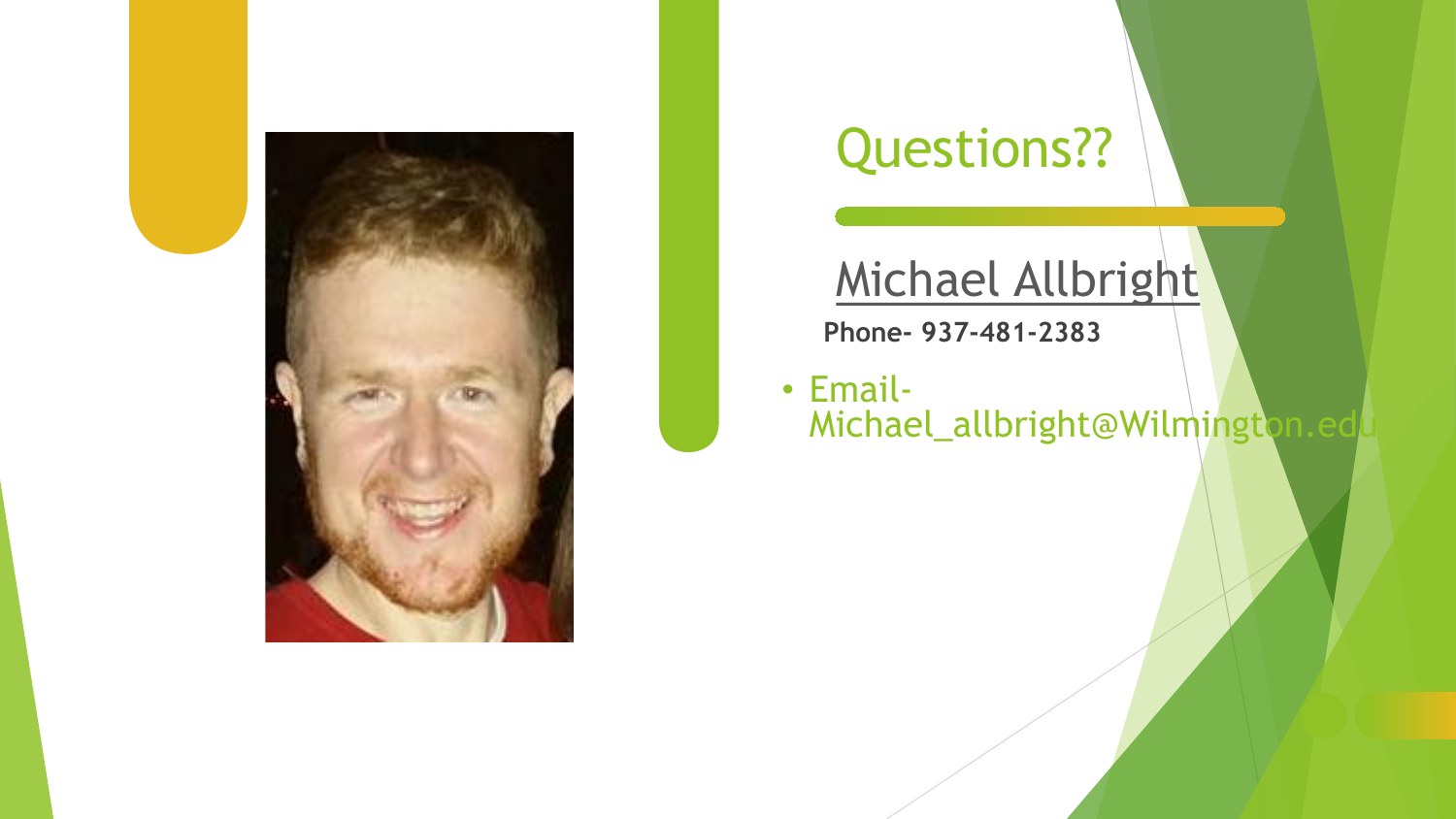# Questions??

Michael Allbright

**Phone- 937-481-2383**

- Email- Michael_allbright@Wilmington.edu